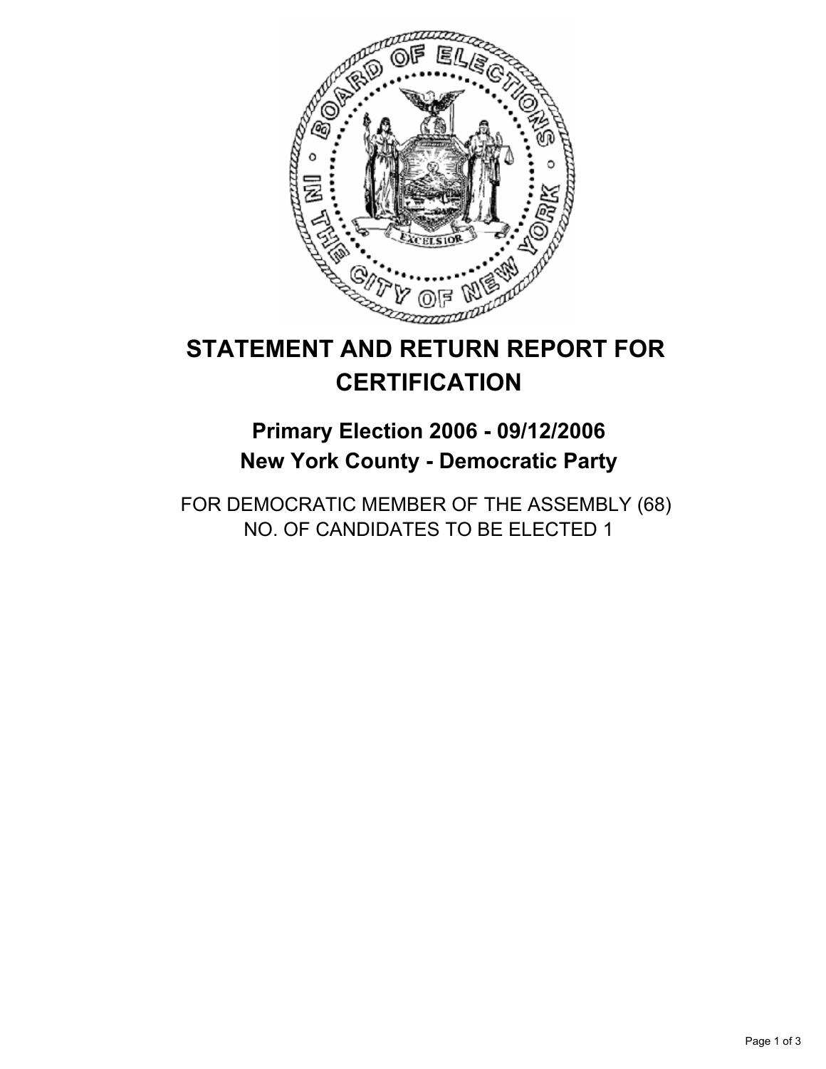# STATEMENT AND RETURN REPORT FOR CERTIFICATION

## Primary Election 2006 - 09/12/2006
## New York County - Democratic Party

FOR DEMOCRATIC MEMBER OF THE ASSEMBLY (68)
NO. OF CANDIDATES TO BE ELECTED 1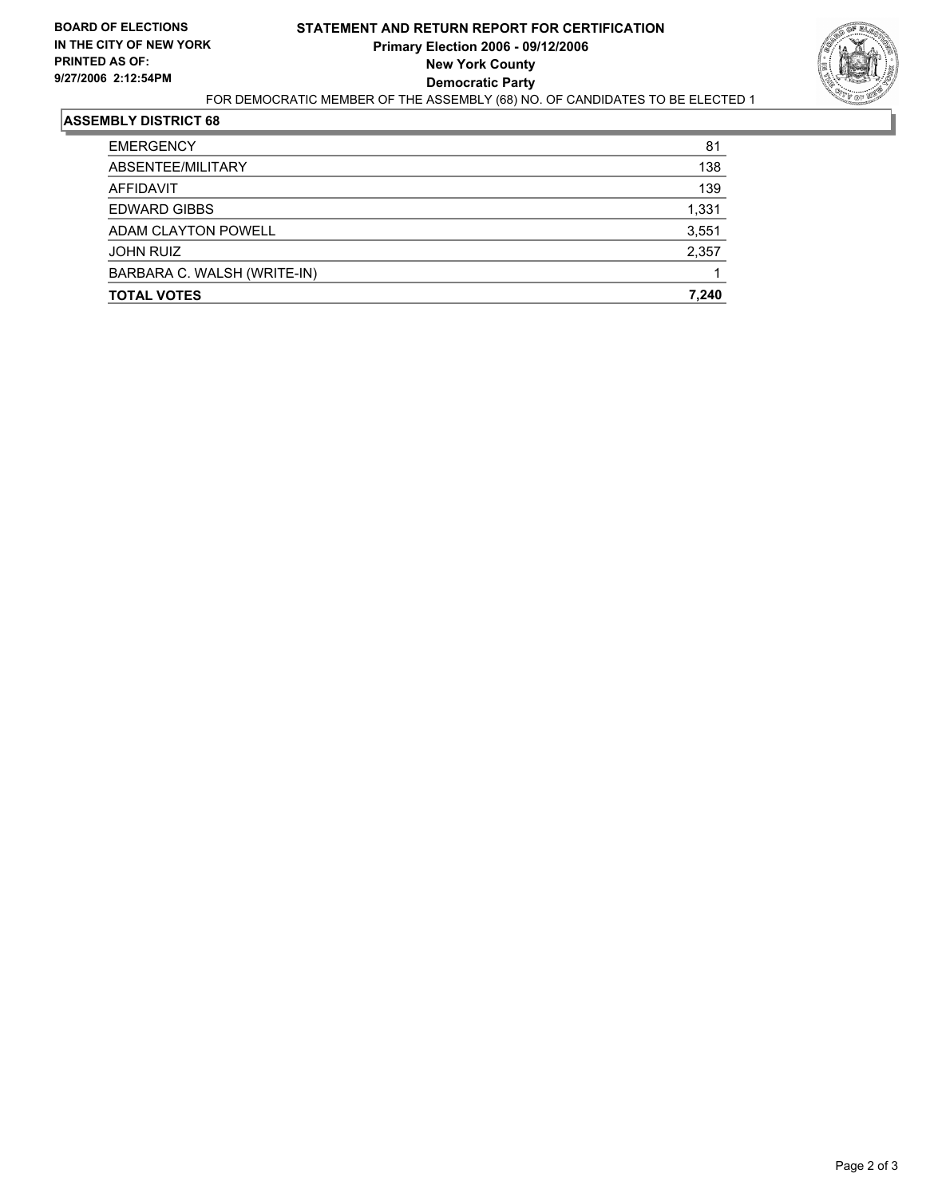**BOARD OF ELECTIONS IN THE CITY OF NEW YORK PRINTED AS OF: 9/27/2006 2:12:54PM**

# STATEMENT AND RETURN REPORT FOR CERTIFICATION
## Primary Election 2006 - 09/12/2006
## New York County
## Democratic Party

FOR DEMOCRATIC MEMBER OF THE ASSEMBLY (68) NO. OF CANDIDATES TO BE ELECTED 1

### ASSEMBLY DISTRICT 68

| | |
|---|---|
| EMERGENCY | 81 |
| ABSENTEE/MILITARY | 138 |
| AFFIDAVIT | 139 |
| EDWARD GIBBS | 1,331 |
| ADAM CLAYTON POWELL | 3,551 |
| JOHN RUIZ | 2,357 |
| BARBARA C. WALSH (WRITE-IN) | 1 |
| **TOTAL VOTES** | **7,240** |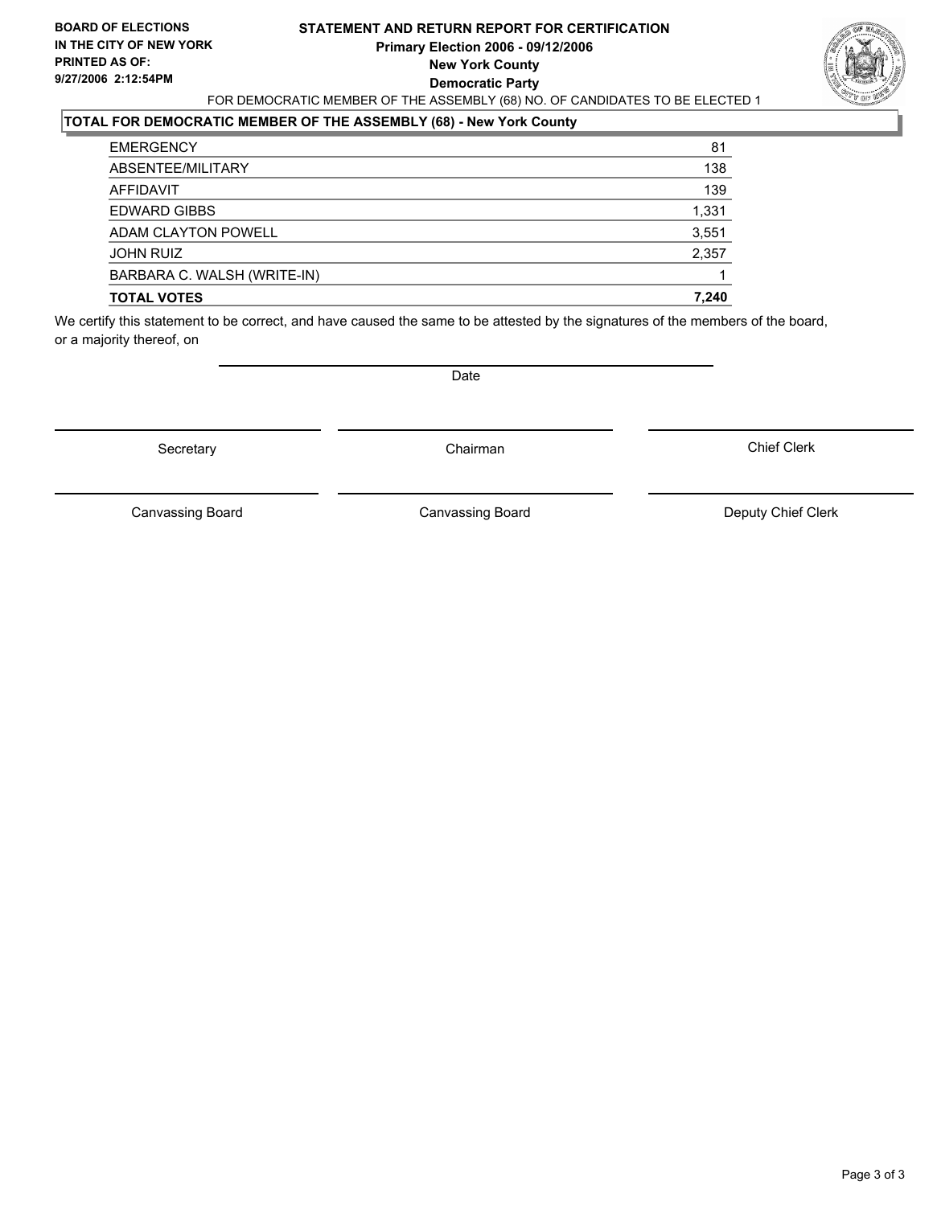**BOARD OF ELECTIONS IN THE CITY OF NEW YORK**
**PRINTED AS OF: 9/27/2006 2:12:54PM**

# STATEMENT AND RETURN REPORT FOR CERTIFICATION

**Primary Election 2006 - 09/12/2006**
**New York County**
**Democratic Party**

FOR DEMOCRATIC MEMBER OF THE ASSEMBLY (68) NO. OF CANDIDATES TO BE ELECTED 1

## TOTAL FOR DEMOCRATIC MEMBER OF THE ASSEMBLY (68) - New York County

| | |
|---|---|
| EMERGENCY | 81 |
| ABSENTEE/MILITARY | 138 |
| AFFIDAVIT | 139 |
| EDWARD GIBBS | 1,331 |
| ADAM CLAYTON POWELL | 3,551 |
| JOHN RUIZ | 2,357 |
| BARBARA C. WALSH (WRITE-IN) | 1 |
| **TOTAL VOTES** | **7,240** |

We certify this statement to be correct, and have caused the same to be attested by the signatures of the members of the board, or a majority thereof, on

Date

Secretary | Chairman | Chief Clerk

Canvassing Board | Canvassing Board | Deputy Chief Clerk